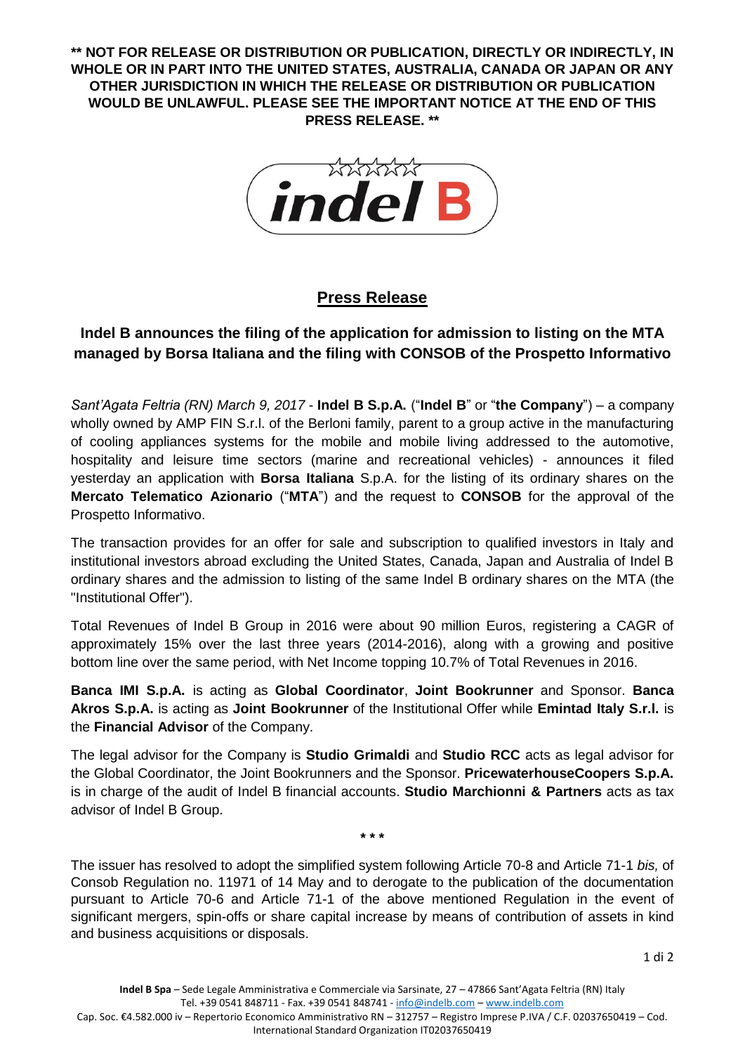**\*\* NOT FOR RELEASE OR DISTRIBUTION OR PUBLICATION, DIRECTLY OR INDIRECTLY, IN WHOLE OR IN PART INTO THE UNITED STATES, AUSTRALIA, CANADA OR JAPAN OR ANY OTHER JURISDICTION IN WHICH THE RELEASE OR DISTRIBUTION OR PUBLICATION WOULD BE UNLAWFUL. PLEASE SEE THE IMPORTANT NOTICE AT THE END OF THIS PRESS RELEASE. \*\***

# Press Release

## Indel B announces the filing of the application for admission to listing on the MTA managed by Borsa Italiana and the filing with CONSOB of the Prospetto Informativo

*Sant'Agata Feltria (RN) March 9, 2017* - **Indel B S.p.A.** ("**Indel B**" or "**the Company**") – a company wholly owned by AMP FIN S.r.l. of the Berloni family, parent to a group active in the manufacturing of cooling appliances systems for the mobile and mobile living addressed to the automotive, hospitality and leisure time sectors (marine and recreational vehicles) - announces it filed yesterday an application with **Borsa Italiana** S.p.A. for the listing of its ordinary shares on the **Mercato Telematico Azionario** ("**MTA**") and the request to **CONSOB** for the approval of the Prospetto Informativo.

The transaction provides for an offer for sale and subscription to qualified investors in Italy and institutional investors abroad excluding the United States, Canada, Japan and Australia of Indel B ordinary shares and the admission to listing of the same Indel B ordinary shares on the MTA (the "Institutional Offer").

Total Revenues of Indel B Group in 2016 were about 90 million Euros, registering a CAGR of approximately 15% over the last three years (2014-2016), along with a growing and positive bottom line over the same period, with Net Income topping 10.7% of Total Revenues in 2016.

**Banca IMI S.p.A.** is acting as **Global Coordinator**, **Joint Bookrunner** and Sponsor. **Banca Akros S.p.A.** is acting as **Joint Bookrunner** of the Institutional Offer while **Emintad Italy S.r.l.** is the **Financial Advisor** of the Company.

The legal advisor for the Company is **Studio Grimaldi** and **Studio RCC** acts as legal advisor for the Global Coordinator, the Joint Bookrunners and the Sponsor. **PricewaterhouseCoopers S.p.A.** is in charge of the audit of Indel B financial accounts. **Studio Marchionni & Partners** acts as tax advisor of Indel B Group.

\* \* \*

The issuer has resolved to adopt the simplified system following Article 70-8 and Article 71-1 *bis,* of Consob Regulation no. 11971 of 14 May and to derogate to the publication of the documentation pursuant to Article 70-6 and Article 71-1 of the above mentioned Regulation in the event of significant mergers, spin-offs or share capital increase by means of contribution of assets in kind and business acquisitions or disposals.

**Indel B Spa** – Sede Legale Amministrativa e Commerciale via Sarsinate, 27 – 47866 Sant'Agata Feltria (RN) Italy
Tel. +39 0541 848711 - Fax. +39 0541 848741 - info@indelb.com – www.indelb.com
Cap. Soc. €4.582.000 iv – Repertorio Economico Amministrativo RN – 312757 – Registro Imprese P.IVA / C.F. 02037650419 – Cod. International Standard Organization IT02037650419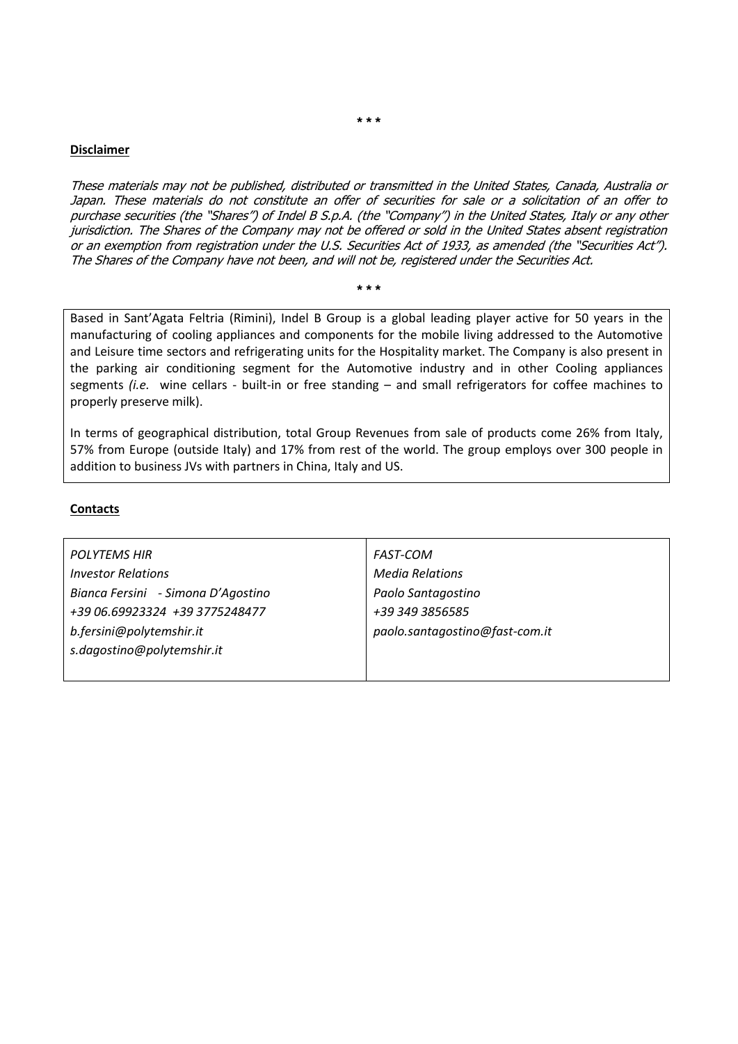\* \* \*

**Disclaimer**

*These materials may not be published, distributed or transmitted in the United States, Canada, Australia or Japan. These materials do not constitute an offer of securities for sale or a solicitation of an offer to purchase securities (the "Shares") of Indel B S.p.A. (the "Company") in the United States, Italy or any other jurisdiction. The Shares of the Company may not be offered or sold in the United States absent registration or an exemption from registration under the U.S. Securities Act of 1933, as amended (the "Securities Act"). The Shares of the Company have not been, and will not be, registered under the Securities Act.*

\* \* \*

Based in Sant'Agata Feltria (Rimini), Indel B Group is a global leading player active for 50 years in the manufacturing of cooling appliances and components for the mobile living addressed to the Automotive and Leisure time sectors and refrigerating units for the Hospitality market. The Company is also present in the parking air conditioning segment for the Automotive industry and in other Cooling appliances segments *(i.e.* wine cellars - built-in or free standing – and small refrigerators for coffee machines to properly preserve milk).

In terms of geographical distribution, total Group Revenues from sale of products come 26% from Italy, 57% from Europe (outside Italy) and 17% from rest of the world. The group employs over 300 people in addition to business JVs with partners in China, Italy and US.

**Contacts**

| | |
|---|---|
| *POLYTEMS HIR*<br>*Investor Relations*<br>*Bianca Fersini - Simona D'Agostino*<br>*+39 06.69923324 +39 3775248477*<br>*b.fersini@polytemshir.it*<br>*s.dagostino@polytemshir.it* | *FAST-COM*<br>*Media Relations*<br>*Paolo Santagostino*<br>*+39 349 3856585*<br>*paolo.santagostino@fast-com.it* |